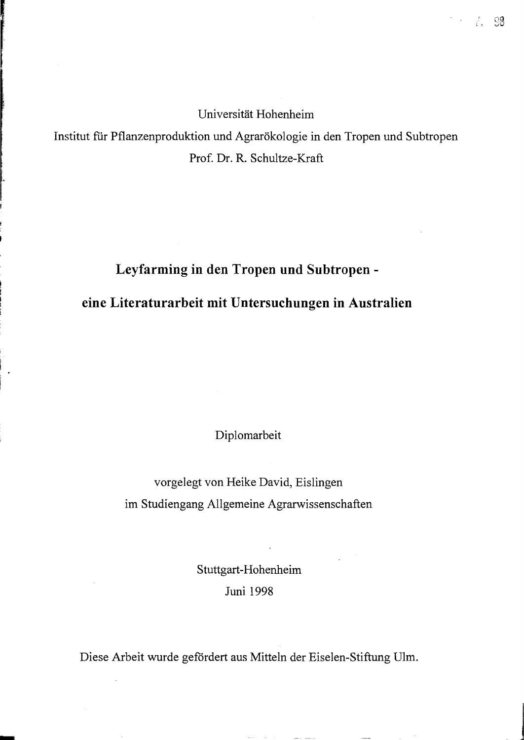Universität Hohenheim

Institut für Pflanzenproduktion und Agrarökologie in den Tropen und Subtropen

Prof. Dr. R. Schultze-Kraft

# Leyfarming in den Tropen und Subtropen - eine Literaturarbeit mit Untersuchungen in Australien

Diplomarbeit

vorgelegt von Heike David, Eislingen

im Studiengang Allgemeine Agrarwissenschaften

Stuttgart-Hohenheim

Juni 1998

Diese Arbeit wurde gefördert aus Mitteln der Eiselen-Stiftung Ulm.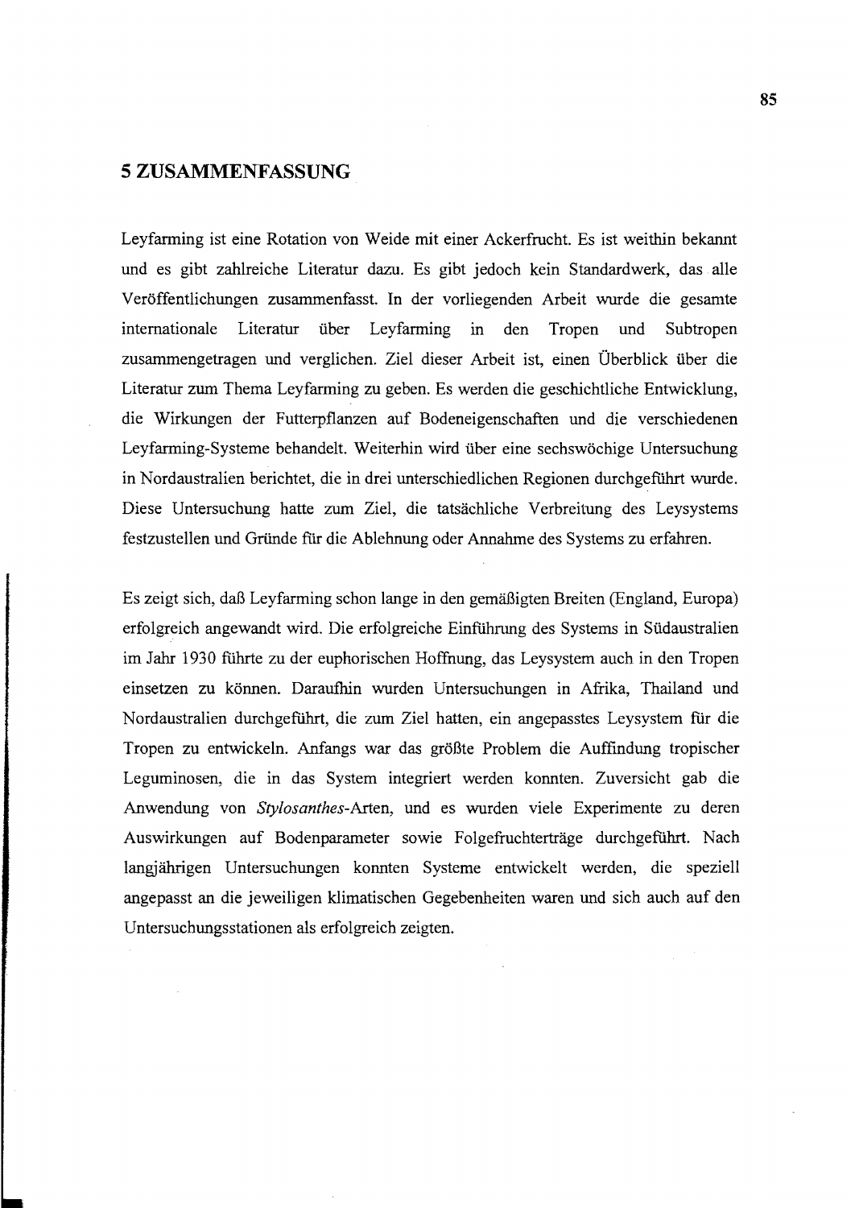# 5 ZUSAMMENFASSUNG

Leyfarming ist eine Rotation von Weide mit einer Ackerfrucht. Es ist weithin bekannt und es gibt zahlreiche Literatur dazu. Es gibt jedoch kein Standardwerk, das alle Veröffentlichungen zusammenfasst. In der vorliegenden Arbeit wurde die gesamte internationale Literatur über Leyfarming in den Tropen und Subtropen zusammengetragen und verglichen. Ziel dieser Arbeit ist, einen Überblick über die Literatur zum Thema Leyfarming zu geben. Es werden die geschichtliche Entwicklung, die Wirkungen der Futterpflanzen auf Bodeneigenschaften und die verschiedenen Leyfarming-Systeme behandelt. Weiterhin wird über eine sechswöchige Untersuchung in Nordaustralien berichtet, die in drei unterschiedlichen Regionen durchgeführt wurde. Diese Untersuchung hatte zum Ziel, die tatsächliche Verbreitung des Leysystems festzustellen und Gründe für die Ablehnung oder Annahme des Systems zu erfahren.

Es zeigt sich, daß Leyfarming schon lange in den gemäßigten Breiten (England, Europa) erfolgreich angewandt wird. Die erfolgreiche Einführung des Systems in Südaustralien im Jahr 1930 führte zu der euphorischen Hoffnung, das Leysystem auch in den Tropen einsetzen zu können. Daraufhin wurden Untersuchungen in Afrika, Thailand und Nordaustralien durchgeführt, die zum Ziel hatten, ein angepasstes Leysystem für die Tropen zu entwickeln. Anfangs war das größte Problem die Auffindung tropischer Leguminosen, die in das System integriert werden konnten. Zuversicht gab die Anwendung von *Stylosanthes*-Arten, und es wurden viele Experimente zu deren Auswirkungen auf Bodenparameter sowie Folgefruchterträge durchgeführt. Nach langjährigen Untersuchungen konnten Systeme entwickelt werden, die speziell angepasst an die jeweiligen klimatischen Gegebenheiten waren und sich auch auf den Untersuchungsstationen als erfolgreich zeigten.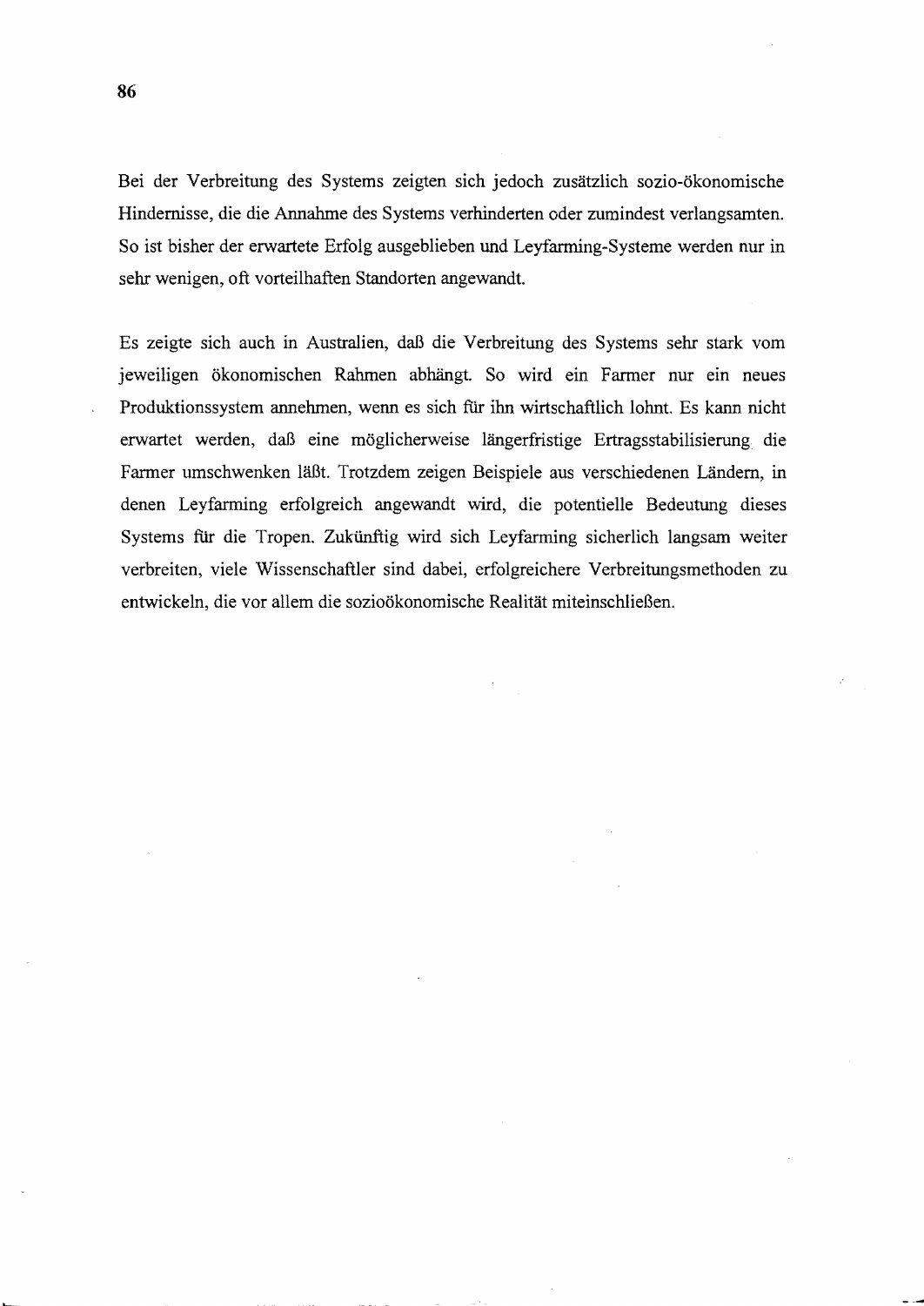Bei der Verbreitung des Systems zeigten sich jedoch zusätzlich sozio-ökonomische Hindernisse, die die Annahme des Systems verhinderten oder zumindest verlangsamten. So ist bisher der erwartete Erfolg ausgeblieben und Leyfarming-Systeme werden nur in sehr wenigen, oft vorteilhaften Standorten angewandt.

Es zeigte sich auch in Australien, daß die Verbreitung des Systems sehr stark vom jeweiligen ökonomischen Rahmen abhängt. So wird ein Farmer nur ein neues Produktionssystem annehmen, wenn es sich für ihn wirtschaftlich lohnt. Es kann nicht erwartet werden, daß eine möglicherweise längerfristige Ertragsstabilisierung die Farmer umschwenken läßt. Trotzdem zeigen Beispiele aus verschiedenen Ländern, in denen Leyfarming erfolgreich angewandt wird, die potentielle Bedeutung dieses Systems für die Tropen. Zukünftig wird sich Leyfarming sicherlich langsam weiter verbreiten, viele Wissenschaftler sind dabei, erfolgreichere Verbreitungsmethoden zu entwickeln, die vor allem die sozioökonomische Realität miteinschließen.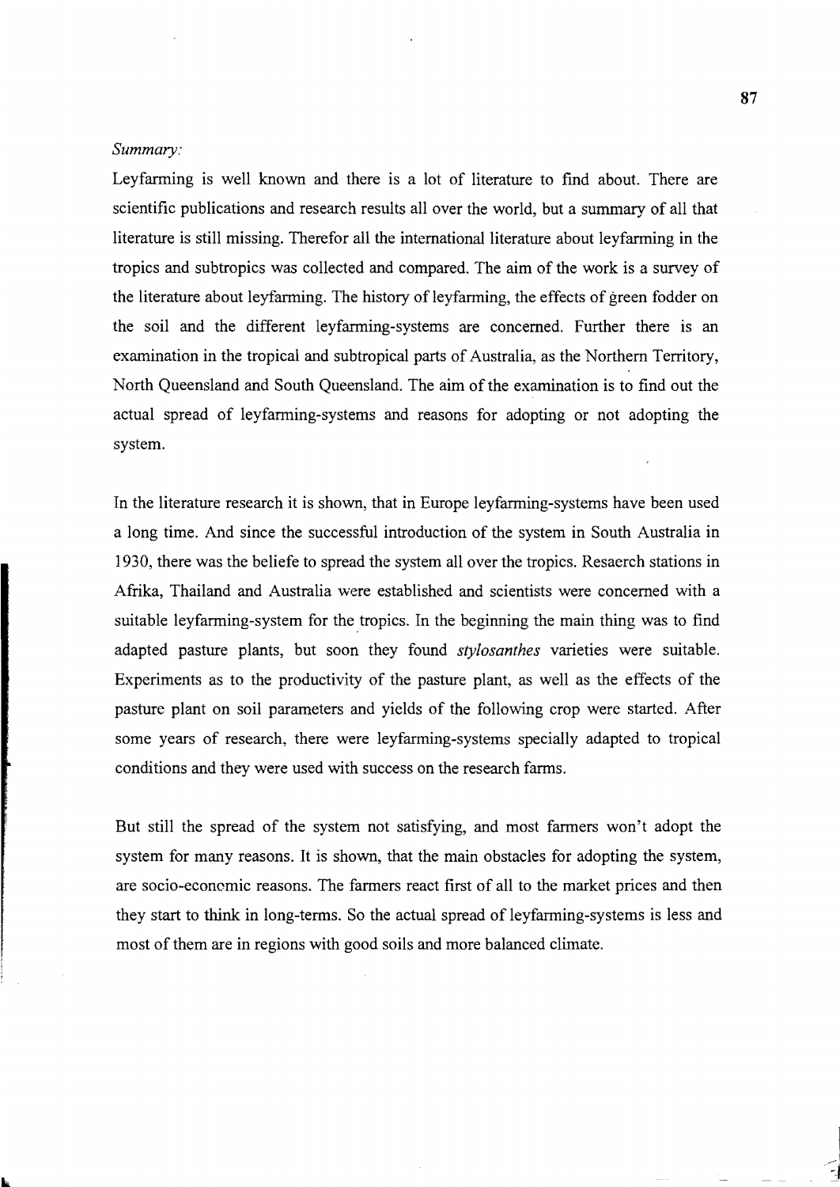*Summary:*

Leyfarming is well known and there is a lot of literature to find about. There are scientific publications and research results all over the world, but a summary of all that literature is still missing. Therefor all the international literature about leyfarming in the tropics and subtropics was collected and compared. The aim of the work is a survey of the literature about leyfarming. The history of leyfarming, the effects of green fodder on the soil and the different leyfarming-systems are concerned. Further there is an examination in the tropical and subtropical parts of Australia, as the Northern Territory, North Queensland and South Queensland. The aim of the examination is to find out the actual spread of leyfarming-systems and reasons for adopting or not adopting the system.

In the literature research it is shown, that in Europe leyfarming-systems have been used a long time. And since the successful introduction of the system in South Australia in 1930, there was the beliefe to spread the system all over the tropics. Resaerch stations in Afrika, Thailand and Australia were established and scientists were concerned with a suitable leyfarming-system for the tropics. In the beginning the main thing was to find adapted pasture plants, but soon they found *stylosanthes* varieties were suitable. Experiments as to the productivity of the pasture plant, as well as the effects of the pasture plant on soil parameters and yields of the following crop were started. After some years of research, there were leyfarming-systems specially adapted to tropical conditions and they were used with success on the research farms.

But still the spread of the system not satisfying, and most farmers won't adopt the system for many reasons. It is shown, that the main obstacles for adopting the system, are socio-economic reasons. The farmers react first of all to the market prices and then they start to think in long-terms. So the actual spread of leyfarming-systems is less and most of them are in regions with good soils and more balanced climate.